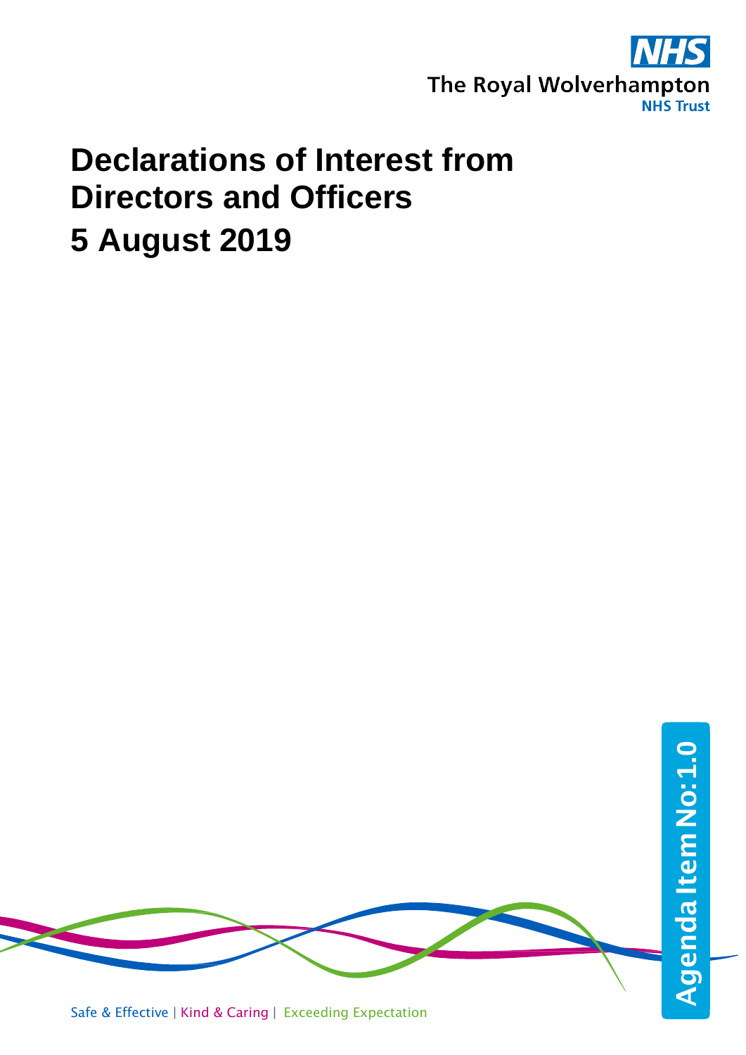The Royal Wolverhampton NHS Trust

# Declarations of Interest from Directors and Officers

# 5 August 2019

Agenda Item No: 1.0

Safe & Effective | Kind & Caring | Exceeding Expectation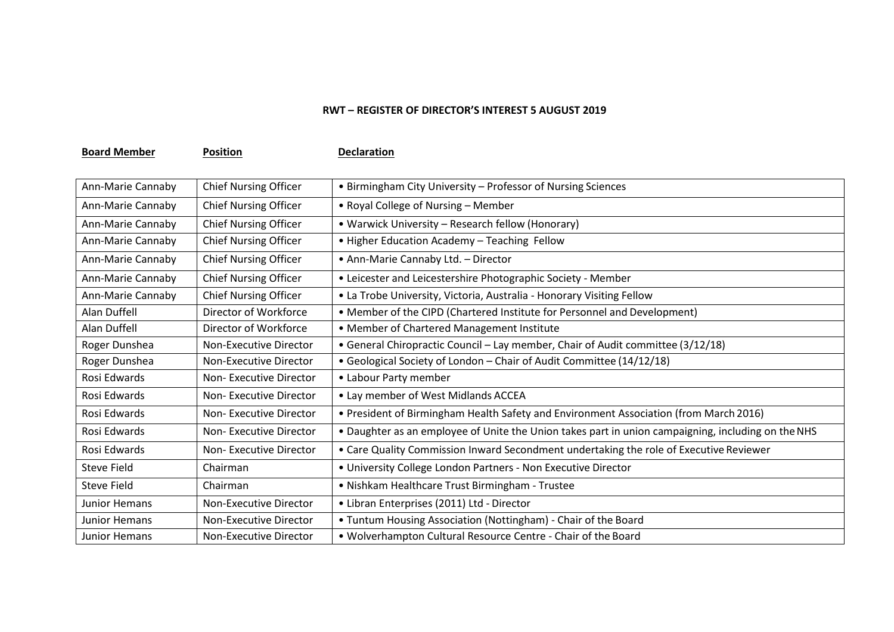**RWT – REGISTER OF DIRECTOR'S INTEREST 5 AUGUST 2019**

| Board Member | Position | Declaration |
|---|---|---|
| Ann-Marie Cannaby | Chief Nursing Officer | • Birmingham City University – Professor of Nursing Sciences |
| Ann-Marie Cannaby | Chief Nursing Officer | • Royal College of Nursing – Member |
| Ann-Marie Cannaby | Chief Nursing Officer | • Warwick University – Research fellow (Honorary) |
| Ann-Marie Cannaby | Chief Nursing Officer | • Higher Education Academy – Teaching Fellow |
| Ann-Marie Cannaby | Chief Nursing Officer | • Ann-Marie Cannaby Ltd. – Director |
| Ann-Marie Cannaby | Chief Nursing Officer | • Leicester and Leicestershire Photographic Society - Member |
| Ann-Marie Cannaby | Chief Nursing Officer | • La Trobe University, Victoria, Australia - Honorary Visiting Fellow |
| Alan Duffell | Director of Workforce | • Member of the CIPD (Chartered Institute for Personnel and Development) |
| Alan Duffell | Director of Workforce | • Member of Chartered Management Institute |
| Roger Dunshea | Non-Executive Director | • General Chiropractic Council – Lay member, Chair of Audit committee (3/12/18) |
| Roger Dunshea | Non-Executive Director | • Geological Society of London – Chair of Audit Committee (14/12/18) |
| Rosi Edwards | Non- Executive Director | • Labour Party member |
| Rosi Edwards | Non- Executive Director | • Lay member of West Midlands ACCEA |
| Rosi Edwards | Non- Executive Director | • President of Birmingham Health Safety and Environment Association (from March 2016) |
| Rosi Edwards | Non- Executive Director | • Daughter as an employee of Unite the Union takes part in union campaigning, including on the NHS |
| Rosi Edwards | Non- Executive Director | • Care Quality Commission Inward Secondment undertaking the role of Executive Reviewer |
| Steve Field | Chairman | • University College London Partners - Non Executive Director |
| Steve Field | Chairman | • Nishkam Healthcare Trust Birmingham - Trustee |
| Junior Hemans | Non-Executive Director | • Libran Enterprises (2011) Ltd - Director |
| Junior Hemans | Non-Executive Director | • Tuntum Housing Association (Nottingham) - Chair of the Board |
| Junior Hemans | Non-Executive Director | • Wolverhampton Cultural Resource Centre - Chair of the Board |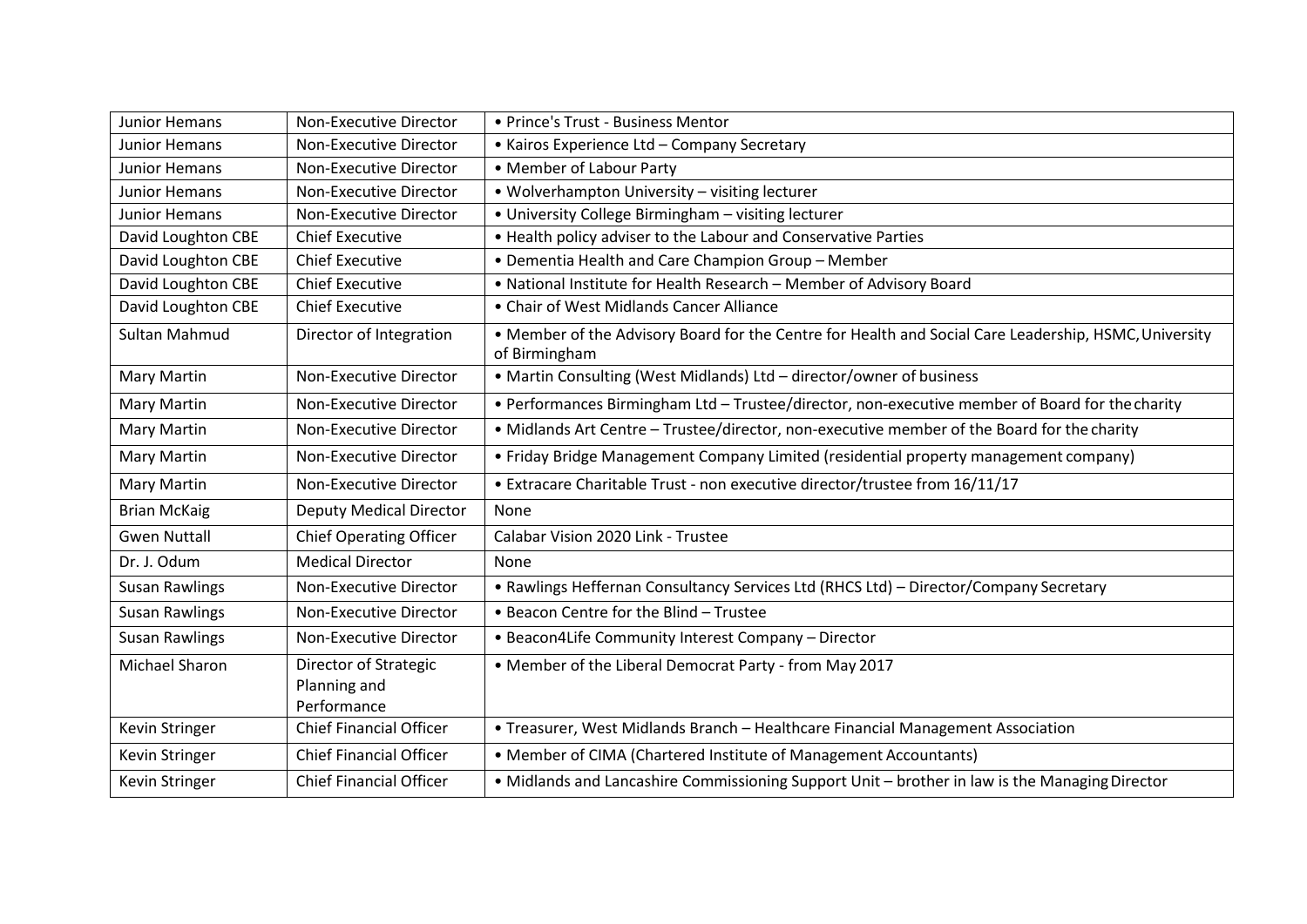| | | |
|---|---|---|
| Junior Hemans | Non-Executive Director | • Prince's Trust - Business Mentor |
| Junior Hemans | Non-Executive Director | • Kairos Experience Ltd – Company Secretary |
| Junior Hemans | Non-Executive Director | • Member of Labour Party |
| Junior Hemans | Non-Executive Director | • Wolverhampton University – visiting lecturer |
| Junior Hemans | Non-Executive Director | • University College Birmingham – visiting lecturer |
| David Loughton CBE | Chief Executive | • Health policy adviser to the Labour and Conservative Parties |
| David Loughton CBE | Chief Executive | • Dementia Health and Care Champion Group – Member |
| David Loughton CBE | Chief Executive | • National Institute for Health Research – Member of Advisory Board |
| David Loughton CBE | Chief Executive | • Chair of West Midlands Cancer Alliance |
| Sultan Mahmud | Director of Integration | • Member of the Advisory Board for the Centre for Health and Social Care Leadership, HSMC, University of Birmingham |
| Mary Martin | Non-Executive Director | • Martin Consulting (West Midlands) Ltd – director/owner of business |
| Mary Martin | Non-Executive Director | • Performances Birmingham Ltd – Trustee/director, non-executive member of Board for the charity |
| Mary Martin | Non-Executive Director | • Midlands Art Centre – Trustee/director, non-executive member of the Board for the charity |
| Mary Martin | Non-Executive Director | • Friday Bridge Management Company Limited (residential property management company) |
| Mary Martin | Non-Executive Director | • Extracare Charitable Trust - non executive director/trustee from 16/11/17 |
| Brian McKaig | Deputy Medical Director | None |
| Gwen Nuttall | Chief Operating Officer | Calabar Vision 2020 Link - Trustee |
| Dr. J. Odum | Medical Director | None |
| Susan Rawlings | Non-Executive Director | • Rawlings Heffernan Consultancy Services Ltd (RHCS Ltd) – Director/Company Secretary |
| Susan Rawlings | Non-Executive Director | • Beacon Centre for the Blind – Trustee |
| Susan Rawlings | Non-Executive Director | • Beacon4Life Community Interest Company – Director |
| Michael Sharon | Director of Strategic Planning and Performance | • Member of the Liberal Democrat Party - from May 2017 |
| Kevin Stringer | Chief Financial Officer | • Treasurer, West Midlands Branch – Healthcare Financial Management Association |
| Kevin Stringer | Chief Financial Officer | • Member of CIMA (Chartered Institute of Management Accountants) |
| Kevin Stringer | Chief Financial Officer | • Midlands and Lancashire Commissioning Support Unit – brother in law is the Managing Director |